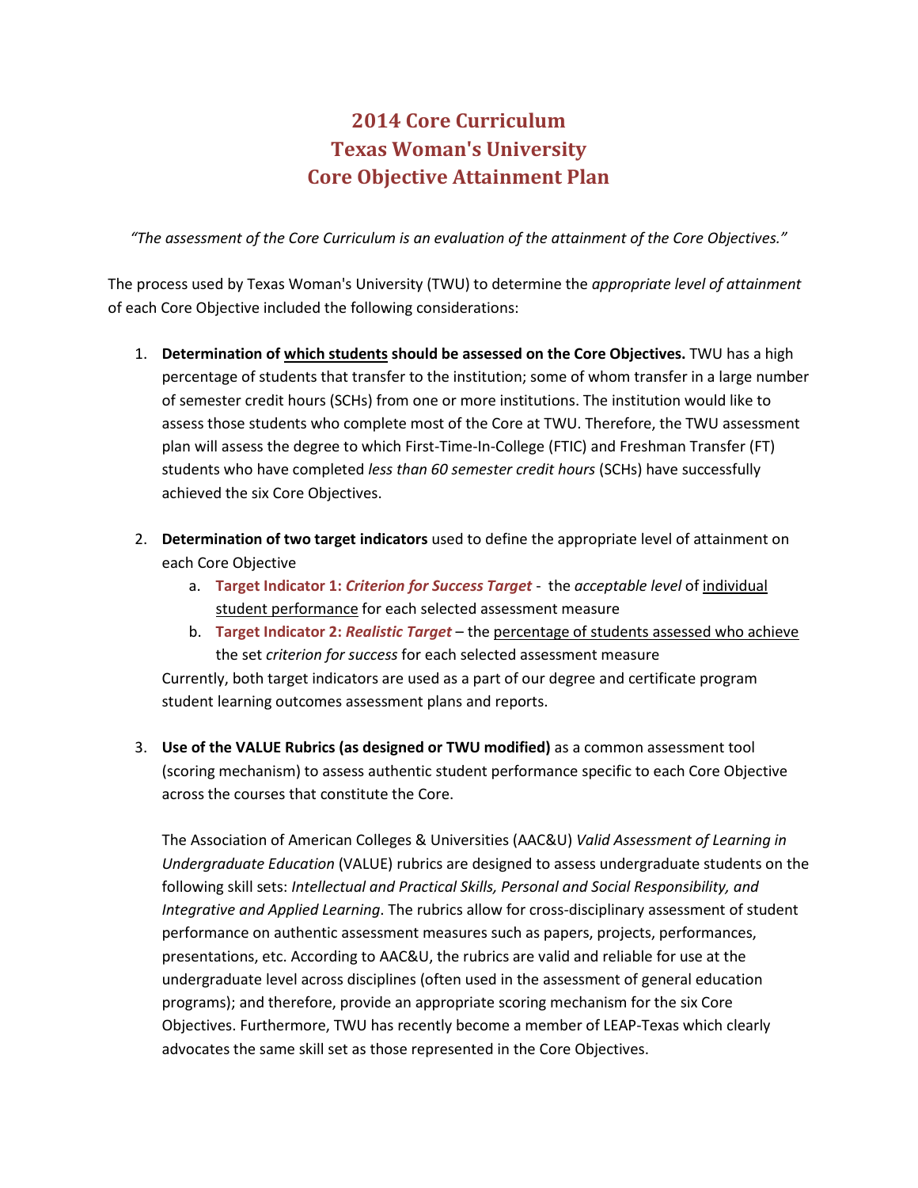# 2014 Core Curriculum
# Texas Woman's University
# Core Objective Attainment Plan

*"The assessment of the Core Curriculum is an evaluation of the attainment of the Core Objectives."*

The process used by Texas Woman's University (TWU) to determine the *appropriate level of attainment* of each Core Objective included the following considerations:

1. **Determination of <u>which students</u> should be assessed on the Core Objectives.** TWU has a high percentage of students that transfer to the institution; some of whom transfer in a large number of semester credit hours (SCHs) from one or more institutions. The institution would like to assess those students who complete most of the Core at TWU. Therefore, the TWU assessment plan will assess the degree to which First-Time-In-College (FTIC) and Freshman Transfer (FT) students who have completed *less than 60 semester credit hours* (SCHs) have successfully achieved the six Core Objectives.

2. **Determination of two target indicators** used to define the appropriate level of attainment on each Core Objective
   a. **Target Indicator 1: *Criterion for Success Target*** - the *acceptable level* of <u>individual student performance</u> for each selected assessment measure
   b. **Target Indicator 2: *Realistic Target*** – the <u>percentage of students assessed who achieve</u> the set *criterion for success* for each selected assessment measure

   Currently, both target indicators are used as a part of our degree and certificate program student learning outcomes assessment plans and reports.

3. **Use of the VALUE Rubrics (as designed or TWU modified)** as a common assessment tool (scoring mechanism) to assess authentic student performance specific to each Core Objective across the courses that constitute the Core.

   The Association of American Colleges & Universities (AAC&U) *Valid Assessment of Learning in Undergraduate Education* (VALUE) rubrics are designed to assess undergraduate students on the following skill sets: *Intellectual and Practical Skills, Personal and Social Responsibility, and Integrative and Applied Learning*. The rubrics allow for cross-disciplinary assessment of student performance on authentic assessment measures such as papers, projects, performances, presentations, etc. According to AAC&U, the rubrics are valid and reliable for use at the undergraduate level across disciplines (often used in the assessment of general education programs); and therefore, provide an appropriate scoring mechanism for the six Core Objectives. Furthermore, TWU has recently become a member of LEAP-Texas which clearly advocates the same skill set as those represented in the Core Objectives.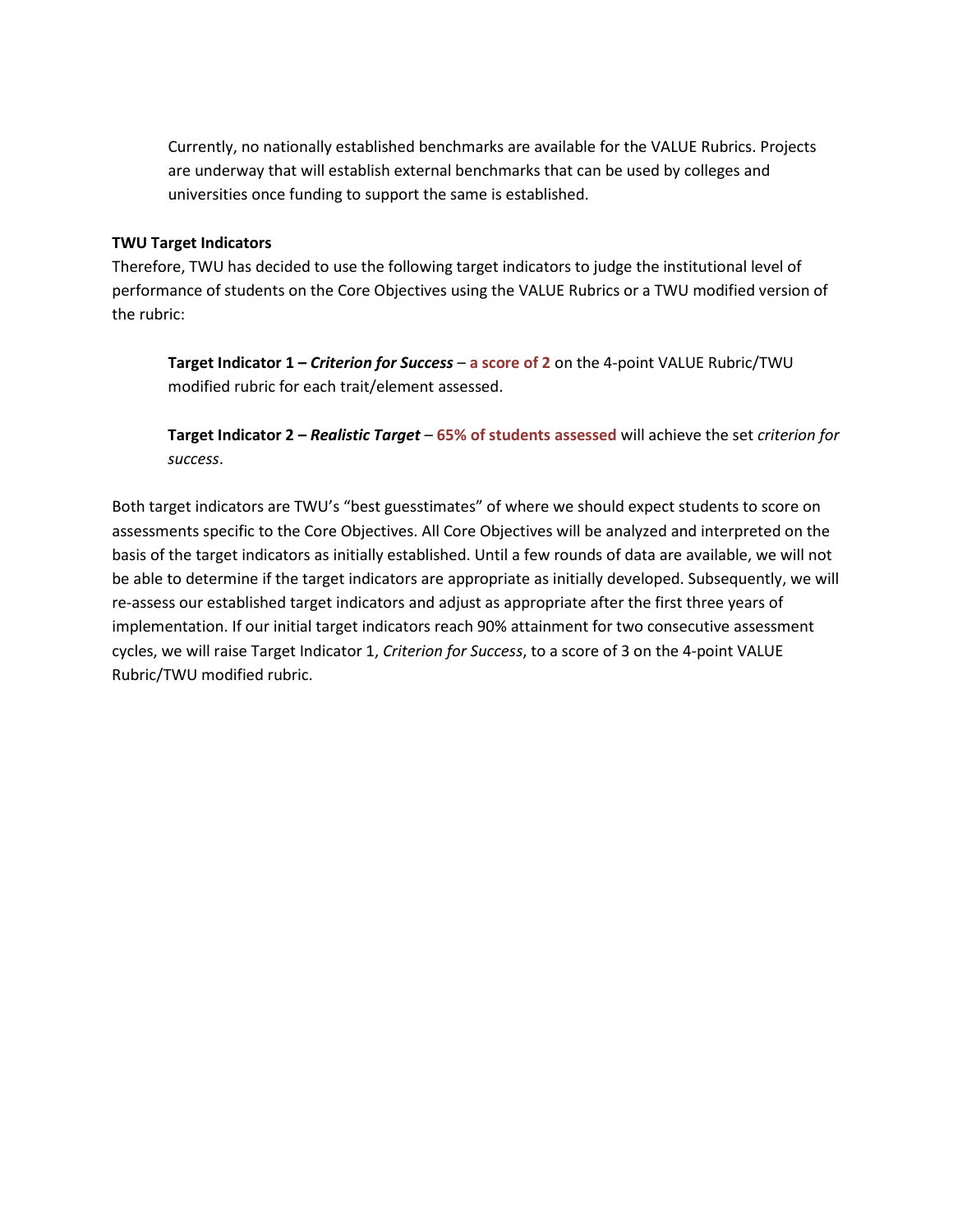> Currently, no nationally established benchmarks are available for the VALUE Rubrics. Projects are underway that will establish external benchmarks that can be used by colleges and universities once funding to support the same is established.

**TWU Target Indicators**

Therefore, TWU has decided to use the following target indicators to judge the institutional level of performance of students on the Core Objectives using the VALUE Rubrics or a TWU modified version of the rubric:

> **Target Indicator 1 –** ***Criterion for Success*** – **a score of 2** on the 4-point VALUE Rubric/TWU modified rubric for each trait/element assessed.
>
> **Target Indicator 2 –** ***Realistic Target*** – **65% of students assessed** will achieve the set *criterion for success*.

Both target indicators are TWU's "best guesstimates" of where we should expect students to score on assessments specific to the Core Objectives. All Core Objectives will be analyzed and interpreted on the basis of the target indicators as initially established. Until a few rounds of data are available, we will not be able to determine if the target indicators are appropriate as initially developed. Subsequently, we will re-assess our established target indicators and adjust as appropriate after the first three years of implementation. If our initial target indicators reach 90% attainment for two consecutive assessment cycles, we will raise Target Indicator 1, *Criterion for Success*, to a score of 3 on the 4-point VALUE Rubric/TWU modified rubric.